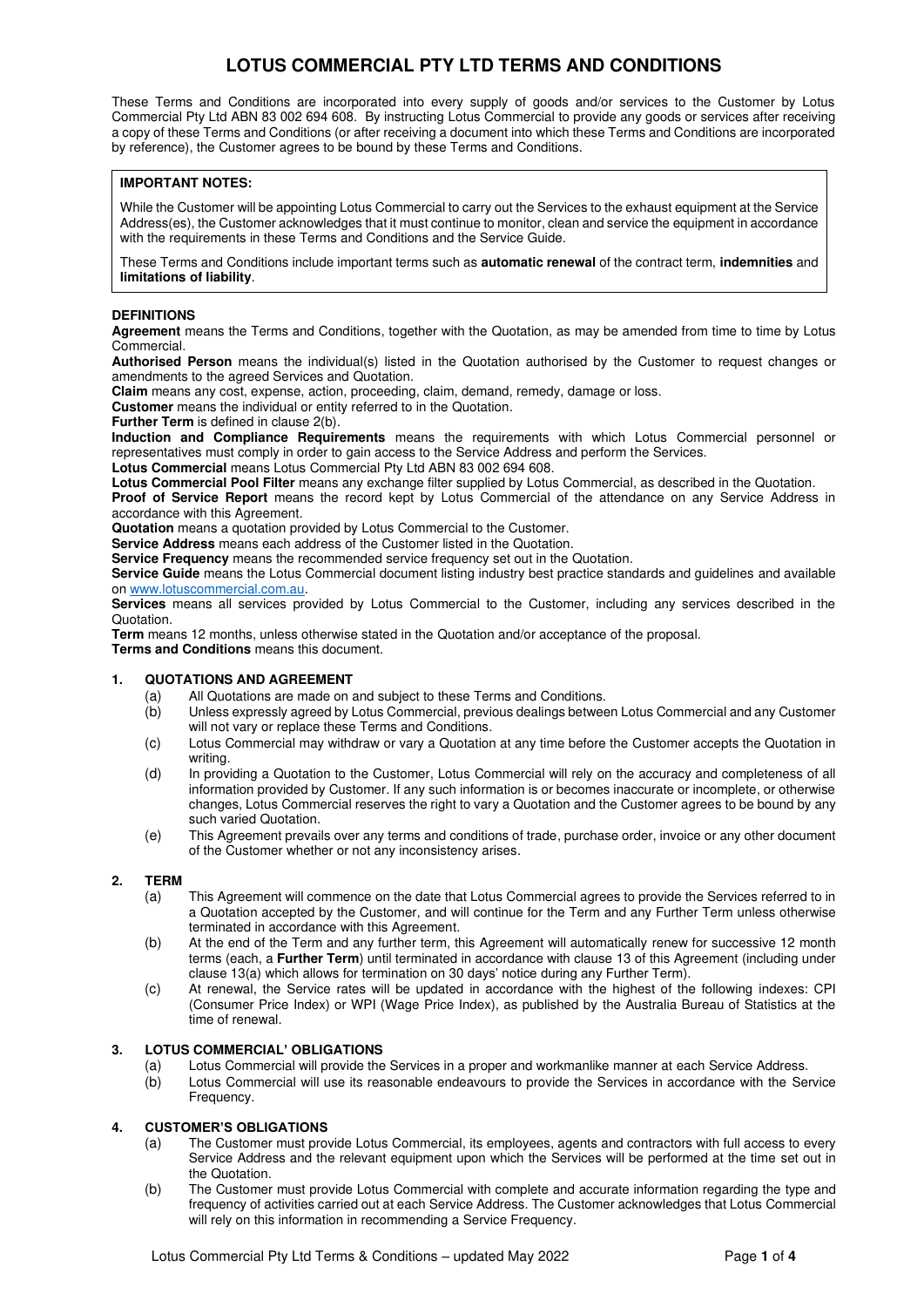# LOTUS COMMERCIAL PTY LTD TERMS AND CONDITIONS

These Terms and Conditions are incorporated into every supply of goods and/or services to the Customer by Lotus Commercial Pty Ltd ABN 83 002 694 608. By instructing Lotus Commercial to provide any goods or services after receiving a copy of these Terms and Conditions (or after receiving a document into which these Terms and Conditions are incorporated by reference), the Customer agrees to be bound by these Terms and Conditions.

> **IMPORTANT NOTES:**
>
> While the Customer will be appointing Lotus Commercial to carry out the Services to the exhaust equipment at the Service Address(es), the Customer acknowledges that it must continue to monitor, clean and service the equipment in accordance with the requirements in these Terms and Conditions and the Service Guide.
>
> These Terms and Conditions include important terms such as **automatic renewal** of the contract term, **indemnities** and **limitations of liability**.

## DEFINITIONS

**Agreement** means the Terms and Conditions, together with the Quotation, as may be amended from time to time by Lotus Commercial.

**Authorised Person** means the individual(s) listed in the Quotation authorised by the Customer to request changes or amendments to the agreed Services and Quotation.

**Claim** means any cost, expense, action, proceeding, claim, demand, remedy, damage or loss.

**Customer** means the individual or entity referred to in the Quotation.

**Further Term** is defined in clause 2(b).

**Induction and Compliance Requirements** means the requirements with which Lotus Commercial personnel or representatives must comply in order to gain access to the Service Address and perform the Services.

**Lotus Commercial** means Lotus Commercial Pty Ltd ABN 83 002 694 608.

**Lotus Commercial Pool Filter** means any exchange filter supplied by Lotus Commercial, as described in the Quotation.

**Proof of Service Report** means the record kept by Lotus Commercial of the attendance on any Service Address in accordance with this Agreement.

**Quotation** means a quotation provided by Lotus Commercial to the Customer.

**Service Address** means each address of the Customer listed in the Quotation.

**Service Frequency** means the recommended service frequency set out in the Quotation.

**Service Guide** means the Lotus Commercial document listing industry best practice standards and guidelines and available on www.lotuscommercial.com.au.

**Services** means all services provided by Lotus Commercial to the Customer, including any services described in the Quotation.

**Term** means 12 months, unless otherwise stated in the Quotation and/or acceptance of the proposal.

**Terms and Conditions** means this document.

## 1. QUOTATIONS AND AGREEMENT

(a) All Quotations are made on and subject to these Terms and Conditions.

(b) Unless expressly agreed by Lotus Commercial, previous dealings between Lotus Commercial and any Customer will not vary or replace these Terms and Conditions.

(c) Lotus Commercial may withdraw or vary a Quotation at any time before the Customer accepts the Quotation in writing.

(d) In providing a Quotation to the Customer, Lotus Commercial will rely on the accuracy and completeness of all information provided by Customer. If any such information is or becomes inaccurate or incomplete, or otherwise changes, Lotus Commercial reserves the right to vary a Quotation and the Customer agrees to be bound by any such varied Quotation.

(e) This Agreement prevails over any terms and conditions of trade, purchase order, invoice or any other document of the Customer whether or not any inconsistency arises.

## 2. TERM

(a) This Agreement will commence on the date that Lotus Commercial agrees to provide the Services referred to in a Quotation accepted by the Customer, and will continue for the Term and any Further Term unless otherwise terminated in accordance with this Agreement.

(b) At the end of the Term and any further term, this Agreement will automatically renew for successive 12 month terms (each, a **Further Term**) until terminated in accordance with clause 13 of this Agreement (including under clause 13(a) which allows for termination on 30 days' notice during any Further Term).

(c) At renewal, the Service rates will be updated in accordance with the highest of the following indexes: CPI (Consumer Price Index) or WPI (Wage Price Index), as published by the Australia Bureau of Statistics at the time of renewal.

## 3. LOTUS COMMERCIAL' OBLIGATIONS

(a) Lotus Commercial will provide the Services in a proper and workmanlike manner at each Service Address.

(b) Lotus Commercial will use its reasonable endeavours to provide the Services in accordance with the Service Frequency.

## 4. CUSTOMER'S OBLIGATIONS

(a) The Customer must provide Lotus Commercial, its employees, agents and contractors with full access to every Service Address and the relevant equipment upon which the Services will be performed at the time set out in the Quotation.

(b) The Customer must provide Lotus Commercial with complete and accurate information regarding the type and frequency of activities carried out at each Service Address. The Customer acknowledges that Lotus Commercial will rely on this information in recommending a Service Frequency.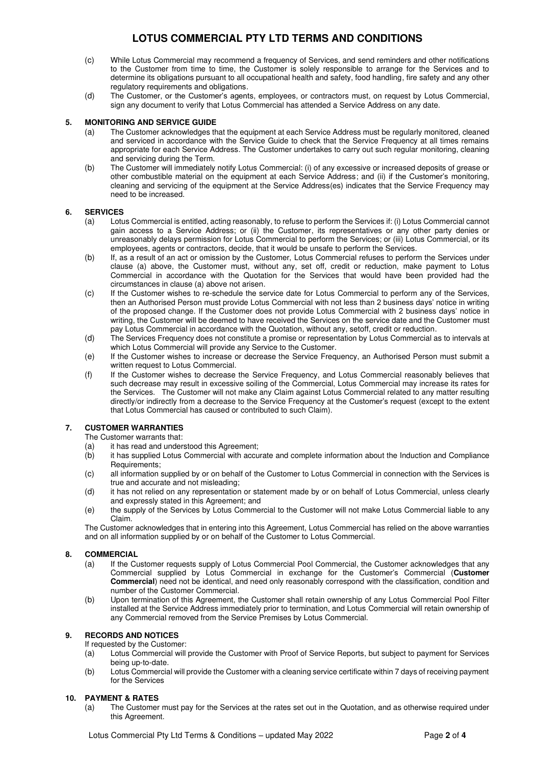(c) While Lotus Commercial may recommend a frequency of Services, and send reminders and other notifications to the Customer from time to time, the Customer is solely responsible to arrange for the Services and to determine its obligations pursuant to all occupational health and safety, food handling, fire safety and any other regulatory requirements and obligations.

(d) The Customer, or the Customer's agents, employees, or contractors must, on request by Lotus Commercial, sign any document to verify that Lotus Commercial has attended a Service Address on any date.

## 5. MONITORING AND SERVICE GUIDE

(a) The Customer acknowledges that the equipment at each Service Address must be regularly monitored, cleaned and serviced in accordance with the Service Guide to check that the Service Frequency at all times remains appropriate for each Service Address. The Customer undertakes to carry out such regular monitoring, cleaning and servicing during the Term.

(b) The Customer will immediately notify Lotus Commercial: (i) of any excessive or increased deposits of grease or other combustible material on the equipment at each Service Address; and (ii) if the Customer's monitoring, cleaning and servicing of the equipment at the Service Address(es) indicates that the Service Frequency may need to be increased.

## 6. SERVICES

(a) Lotus Commercial is entitled, acting reasonably, to refuse to perform the Services if: (i) Lotus Commercial cannot gain access to a Service Address; or (ii) the Customer, its representatives or any other party denies or unreasonably delays permission for Lotus Commercial to perform the Services; or (iii) Lotus Commercial, or its employees, agents or contractors, decide, that it would be unsafe to perform the Services.

(b) If, as a result of an act or omission by the Customer, Lotus Commercial refuses to perform the Services under clause (a) above, the Customer must, without any, set off, credit or reduction, make payment to Lotus Commercial in accordance with the Quotation for the Services that would have been provided had the circumstances in clause (a) above not arisen.

(c) If the Customer wishes to re-schedule the service date for Lotus Commercial to perform any of the Services, then an Authorised Person must provide Lotus Commercial with not less than 2 business days' notice in writing of the proposed change. If the Customer does not provide Lotus Commercial with 2 business days' notice in writing, the Customer will be deemed to have received the Services on the service date and the Customer must pay Lotus Commercial in accordance with the Quotation, without any, setoff, credit or reduction.

(d) The Services Frequency does not constitute a promise or representation by Lotus Commercial as to intervals at which Lotus Commercial will provide any Service to the Customer.

(e) If the Customer wishes to increase or decrease the Service Frequency, an Authorised Person must submit a written request to Lotus Commercial.

(f) If the Customer wishes to decrease the Service Frequency, and Lotus Commercial reasonably believes that such decrease may result in excessive soiling of the Commercial, Lotus Commercial may increase its rates for the Services. The Customer will not make any Claim against Lotus Commercial related to any matter resulting directly/or indirectly from a decrease to the Service Frequency at the Customer's request (except to the extent that Lotus Commercial has caused or contributed to such Claim).

## 7. CUSTOMER WARRANTIES

The Customer warrants that:

(a) it has read and understood this Agreement;

(b) it has supplied Lotus Commercial with accurate and complete information about the Induction and Compliance Requirements;

(c) all information supplied by or on behalf of the Customer to Lotus Commercial in connection with the Services is true and accurate and not misleading;

(d) it has not relied on any representation or statement made by or on behalf of Lotus Commercial, unless clearly and expressly stated in this Agreement; and

(e) the supply of the Services by Lotus Commercial to the Customer will not make Lotus Commercial liable to any Claim.

The Customer acknowledges that in entering into this Agreement, Lotus Commercial has relied on the above warranties and on all information supplied by or on behalf of the Customer to Lotus Commercial.

## 8. COMMERCIAL

(a) If the Customer requests supply of Lotus Commercial Pool Commercial, the Customer acknowledges that any Commercial supplied by Lotus Commercial in exchange for the Customer's Commercial (**Customer Commercial**) need not be identical, and need only reasonably correspond with the classification, condition and number of the Customer Commercial.

(b) Upon termination of this Agreement, the Customer shall retain ownership of any Lotus Commercial Pool Filter installed at the Service Address immediately prior to termination, and Lotus Commercial will retain ownership of any Commercial removed from the Service Premises by Lotus Commercial.

## 9. RECORDS AND NOTICES

If requested by the Customer:

(a) Lotus Commercial will provide the Customer with Proof of Service Reports, but subject to payment for Services being up-to-date.

(b) Lotus Commercial will provide the Customer with a cleaning service certificate within 7 days of receiving payment for the Services

## 10. PAYMENT & RATES

(a) The Customer must pay for the Services at the rates set out in the Quotation, and as otherwise required under this Agreement.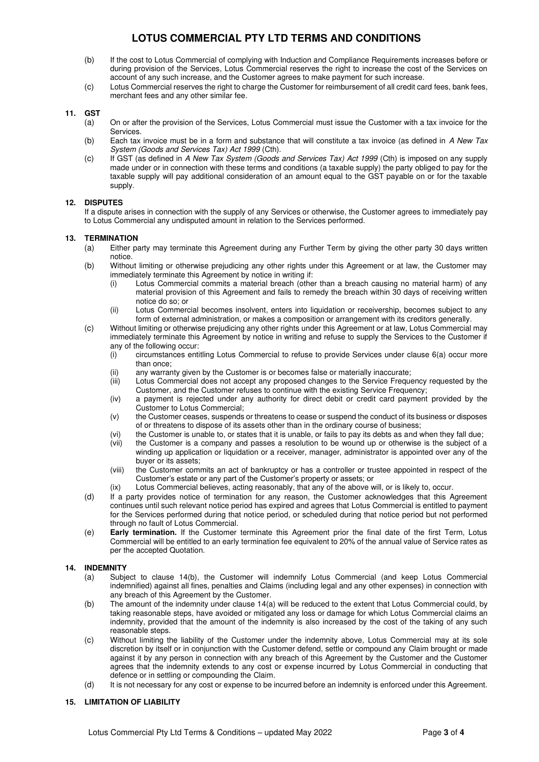(b) If the cost to Lotus Commercial of complying with Induction and Compliance Requirements increases before or during provision of the Services, Lotus Commercial reserves the right to increase the cost of the Services on account of any such increase, and the Customer agrees to make payment for such increase.

(c) Lotus Commercial reserves the right to charge the Customer for reimbursement of all credit card fees, bank fees, merchant fees and any other similar fee.

## 11. GST

(a) On or after the provision of the Services, Lotus Commercial must issue the Customer with a tax invoice for the Services.

(b) Each tax invoice must be in a form and substance that will constitute a tax invoice (as defined in *A New Tax System (Goods and Services Tax) Act 1999* (Cth).

(c) If GST (as defined in *A New Tax System (Goods and Services Tax) Act 1999* (Cth) is imposed on any supply made under or in connection with these terms and conditions (a taxable supply) the party obliged to pay for the taxable supply will pay additional consideration of an amount equal to the GST payable on or for the taxable supply.

## 12. DISPUTES

If a dispute arises in connection with the supply of any Services or otherwise, the Customer agrees to immediately pay to Lotus Commercial any undisputed amount in relation to the Services performed.

## 13. TERMINATION

(a) Either party may terminate this Agreement during any Further Term by giving the other party 30 days written notice.

(b) Without limiting or otherwise prejudicing any other rights under this Agreement or at law, the Customer may immediately terminate this Agreement by notice in writing if:

(i) Lotus Commercial commits a material breach (other than a breach causing no material harm) of any material provision of this Agreement and fails to remedy the breach within 30 days of receiving written notice do so; or

(ii) Lotus Commercial becomes insolvent, enters into liquidation or receivership, becomes subject to any form of external administration, or makes a composition or arrangement with its creditors generally.

(c) Without limiting or otherwise prejudicing any other rights under this Agreement or at law, Lotus Commercial may immediately terminate this Agreement by notice in writing and refuse to supply the Services to the Customer if any of the following occur:

(i) circumstances entitling Lotus Commercial to refuse to provide Services under clause 6(a) occur more than once;

(ii) any warranty given by the Customer is or becomes false or materially inaccurate;

(iii) Lotus Commercial does not accept any proposed changes to the Service Frequency requested by the Customer, and the Customer refuses to continue with the existing Service Frequency;

(iv) a payment is rejected under any authority for direct debit or credit card payment provided by the Customer to Lotus Commercial;

(v) the Customer ceases, suspends or threatens to cease or suspend the conduct of its business or disposes of or threatens to dispose of its assets other than in the ordinary course of business;

(vi) the Customer is unable to, or states that it is unable, or fails to pay its debts as and when they fall due;

(vii) the Customer is a company and passes a resolution to be wound up or otherwise is the subject of a winding up application or liquidation or a receiver, manager, administrator is appointed over any of the buyer or its assets;

(viii) the Customer commits an act of bankruptcy or has a controller or trustee appointed in respect of the Customer's estate or any part of the Customer's property or assets; or

(ix) Lotus Commercial believes, acting reasonably, that any of the above will, or is likely to, occur.

(d) If a party provides notice of termination for any reason, the Customer acknowledges that this Agreement continues until such relevant notice period has expired and agrees that Lotus Commercial is entitled to payment for the Services performed during that notice period, or scheduled during that notice period but not performed through no fault of Lotus Commercial.

(e) **Early termination.** If the Customer terminate this Agreement prior the final date of the first Term, Lotus Commercial will be entitled to an early termination fee equivalent to 20% of the annual value of Service rates as per the accepted Quotation.

## 14. INDEMNITY

(a) Subject to clause 14(b), the Customer will indemnify Lotus Commercial (and keep Lotus Commercial indemnified) against all fines, penalties and Claims (including legal and any other expenses) in connection with any breach of this Agreement by the Customer.

(b) The amount of the indemnity under clause 14(a) will be reduced to the extent that Lotus Commercial could, by taking reasonable steps, have avoided or mitigated any loss or damage for which Lotus Commercial claims an indemnity, provided that the amount of the indemnity is also increased by the cost of the taking of any such reasonable steps.

(c) Without limiting the liability of the Customer under the indemnity above, Lotus Commercial may at its sole discretion by itself or in conjunction with the Customer defend, settle or compound any Claim brought or made against it by any person in connection with any breach of this Agreement by the Customer and the Customer agrees that the indemnity extends to any cost or expense incurred by Lotus Commercial in conducting that defence or in settling or compounding the Claim.

(d) It is not necessary for any cost or expense to be incurred before an indemnity is enforced under this Agreement.

## 15. LIMITATION OF LIABILITY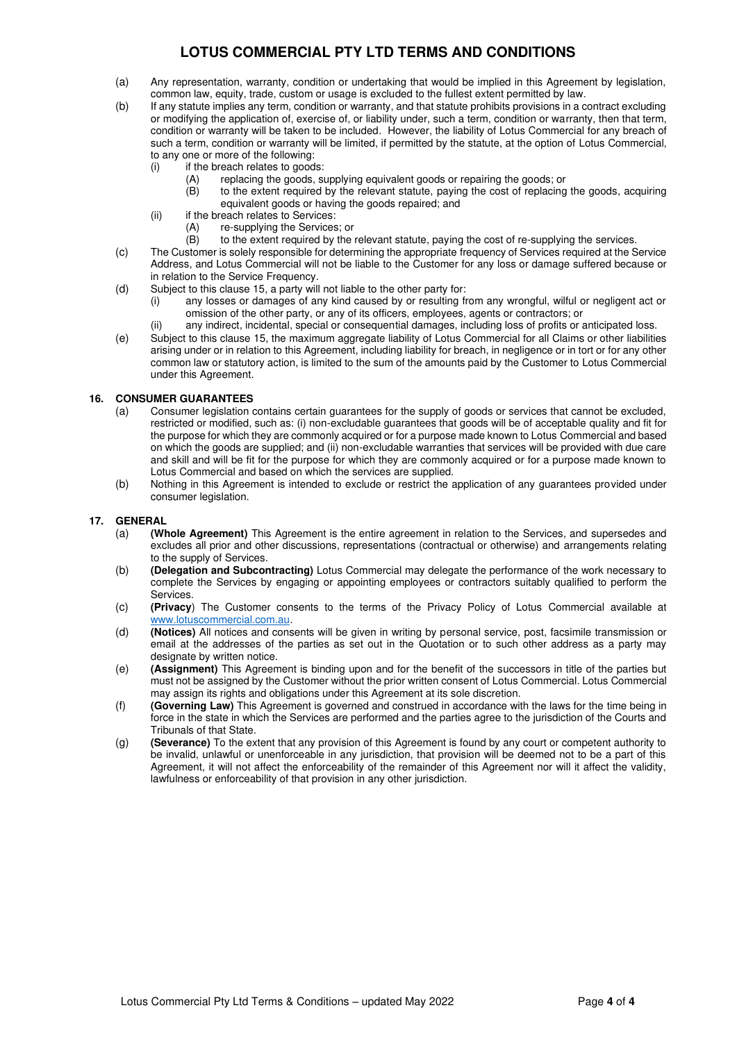# LOTUS COMMERCIAL PTY LTD TERMS AND CONDITIONS

(a) Any representation, warranty, condition or undertaking that would be implied in this Agreement by legislation, common law, equity, trade, custom or usage is excluded to the fullest extent permitted by law.

(b) If any statute implies any term, condition or warranty, and that statute prohibits provisions in a contract excluding or modifying the application of, exercise of, or liability under, such a term, condition or warranty, then that term, condition or warranty will be taken to be included. However, the liability of Lotus Commercial for any breach of such a term, condition or warranty will be limited, if permitted by the statute, at the option of Lotus Commercial, to any one or more of the following:
   - (i) if the breach relates to goods:
     - (A) replacing the goods, supplying equivalent goods or repairing the goods; or
     - (B) to the extent required by the relevant statute, paying the cost of replacing the goods, acquiring equivalent goods or having the goods repaired; and
   - (ii) if the breach relates to Services:
     - (A) re-supplying the Services; or
     - (B) to the extent required by the relevant statute, paying the cost of re-supplying the services.

(c) The Customer is solely responsible for determining the appropriate frequency of Services required at the Service Address, and Lotus Commercial will not be liable to the Customer for any loss or damage suffered because or in relation to the Service Frequency.

(d) Subject to this clause 15, a party will not liable to the other party for:
   - (i) any losses or damages of any kind caused by or resulting from any wrongful, wilful or negligent act or omission of the other party, or any of its officers, employees, agents or contractors; or
   - (ii) any indirect, incidental, special or consequential damages, including loss of profits or anticipated loss.

(e) Subject to this clause 15, the maximum aggregate liability of Lotus Commercial for all Claims or other liabilities arising under or in relation to this Agreement, including liability for breach, in negligence or in tort or for any other common law or statutory action, is limited to the sum of the amounts paid by the Customer to Lotus Commercial under this Agreement.

## 16. CONSUMER GUARANTEES

(a) Consumer legislation contains certain guarantees for the supply of goods or services that cannot be excluded, restricted or modified, such as: (i) non-excludable guarantees that goods will be of acceptable quality and fit for the purpose for which they are commonly acquired or for a purpose made known to Lotus Commercial and based on which the goods are supplied; and (ii) non-excludable warranties that services will be provided with due care and skill and will be fit for the purpose for which they are commonly acquired or for a purpose made known to Lotus Commercial and based on which the services are supplied.

(b) Nothing in this Agreement is intended to exclude or restrict the application of any guarantees provided under consumer legislation.

## 17. GENERAL

(a) **(Whole Agreement)** This Agreement is the entire agreement in relation to the Services, and supersedes and excludes all prior and other discussions, representations (contractual or otherwise) and arrangements relating to the supply of Services.

(b) **(Delegation and Subcontracting)** Lotus Commercial may delegate the performance of the work necessary to complete the Services by engaging or appointing employees or contractors suitably qualified to perform the Services.

(c) **(Privacy)** The Customer consents to the terms of the Privacy Policy of Lotus Commercial available at www.lotuscommercial.com.au.

(d) **(Notices)** All notices and consents will be given in writing by personal service, post, facsimile transmission or email at the addresses of the parties as set out in the Quotation or to such other address as a party may designate by written notice.

(e) **(Assignment)** This Agreement is binding upon and for the benefit of the successors in title of the parties but must not be assigned by the Customer without the prior written consent of Lotus Commercial. Lotus Commercial may assign its rights and obligations under this Agreement at its sole discretion.

(f) **(Governing Law)** This Agreement is governed and construed in accordance with the laws for the time being in force in the state in which the Services are performed and the parties agree to the jurisdiction of the Courts and Tribunals of that State.

(g) **(Severance)** To the extent that any provision of this Agreement is found by any court or competent authority to be invalid, unlawful or unenforceable in any jurisdiction, that provision will be deemed not to be a part of this Agreement, it will not affect the enforceability of the remainder of this Agreement nor will it affect the validity, lawfulness or enforceability of that provision in any other jurisdiction.